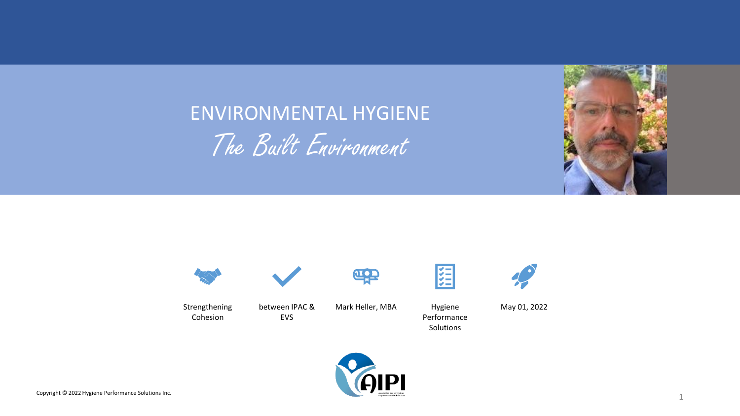# ENVIRONMENTAL HYGIENE

## *The Built Environment*

Strengthening Cohesion

between IPAC & EVS

Mark Heller, MBA

Hygiene Performance Solutions

May 01, 2022

Copyright © 2022 Hygiene Performance Solutions Inc.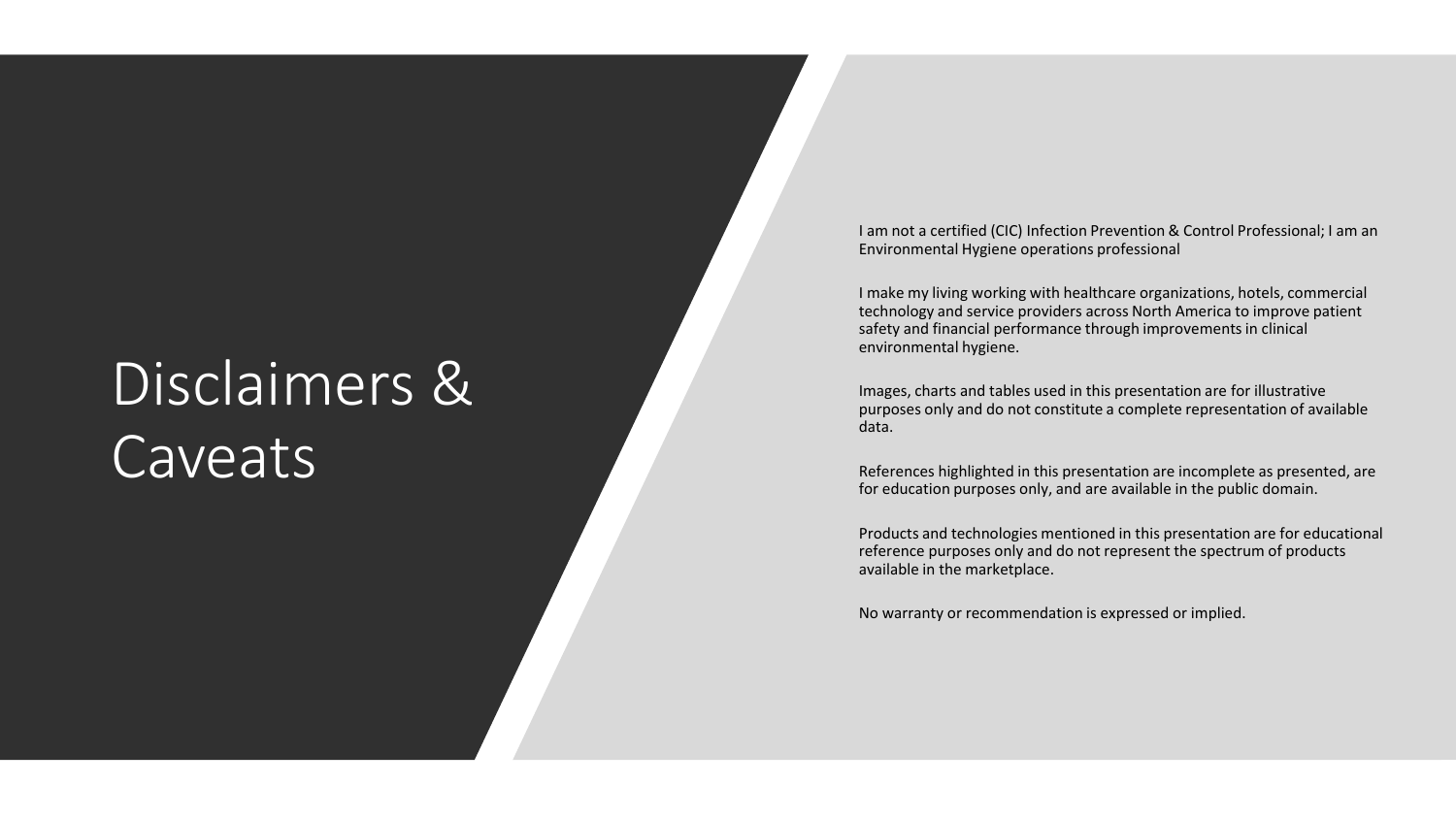# Disclaimers & Caveats

I am not a certified (CIC) Infection Prevention & Control Professional; I am an Environmental Hygiene operations professional

I make my living working with healthcare organizations, hotels, commercial technology and service providers across North America to improve patient safety and financial performance through improvements in clinical environmental hygiene.

Images, charts and tables used in this presentation are for illustrative purposes only and do not constitute a complete representation of available data.

References highlighted in this presentation are incomplete as presented, are for education purposes only, and are available in the public domain.

Products and technologies mentioned in this presentation are for educational reference purposes only and do not represent the spectrum of products available in the marketplace.

No warranty or recommendation is expressed or implied.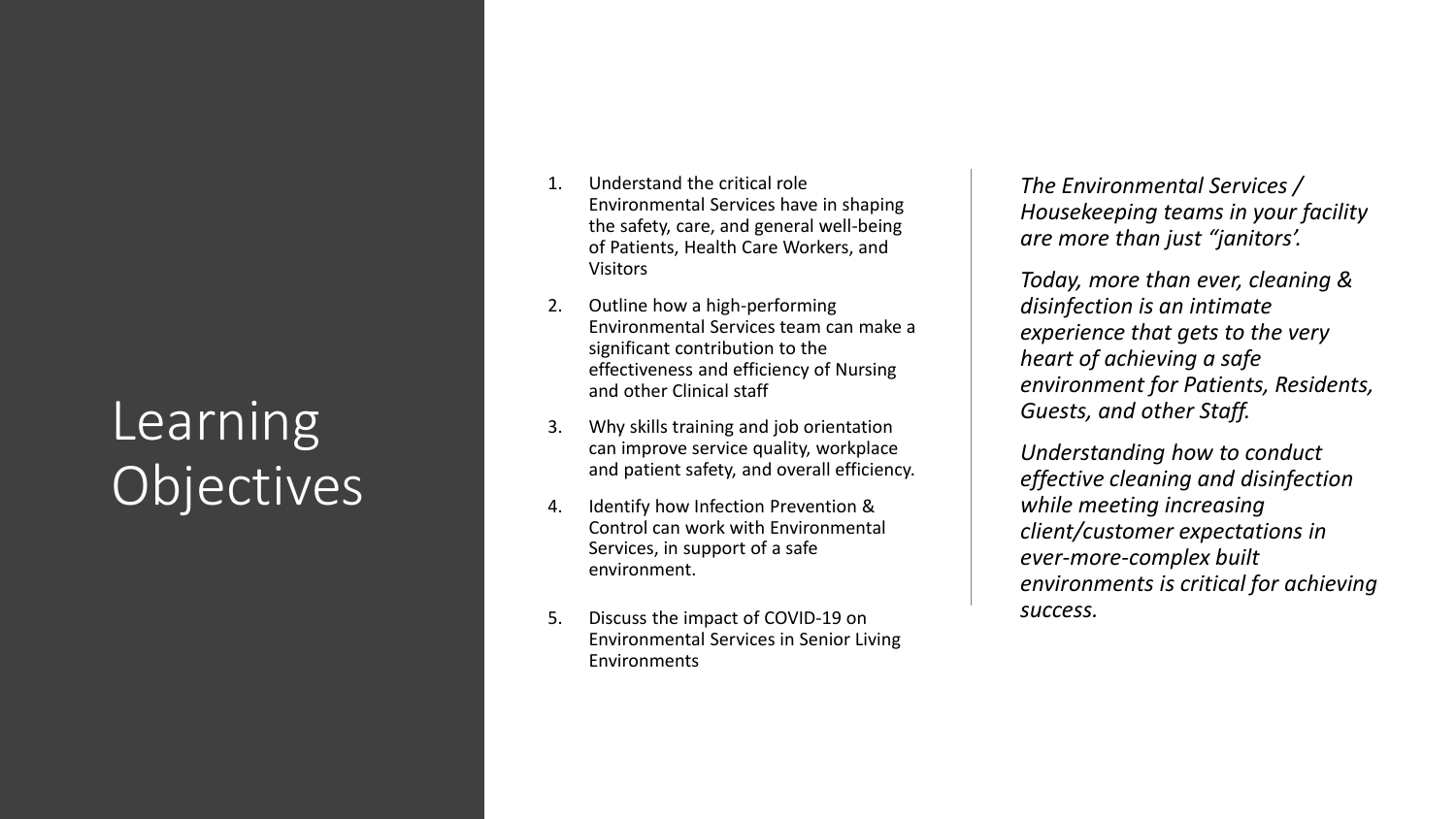# Learning Objectives

1. Understand the critical role Environmental Services have in shaping the safety, care, and general well-being of Patients, Health Care Workers, and Visitors
2. Outline how a high-performing Environmental Services team can make a significant contribution to the effectiveness and efficiency of Nursing and other Clinical staff
3. Why skills training and job orientation can improve service quality, workplace and patient safety, and overall efficiency.
4. Identify how Infection Prevention & Control can work with Environmental Services, in support of a safe environment.
5. Discuss the impact of COVID-19 on Environmental Services in Senior Living Environments

*The Environmental Services / Housekeeping teams in your facility are more than just "janitors'.*

*Today, more than ever, cleaning & disinfection is an intimate experience that gets to the very heart of achieving a safe environment for Patients, Residents, Guests, and other Staff.*

*Understanding how to conduct effective cleaning and disinfection while meeting increasing client/customer expectations in ever-more-complex built environments is critical for achieving success.*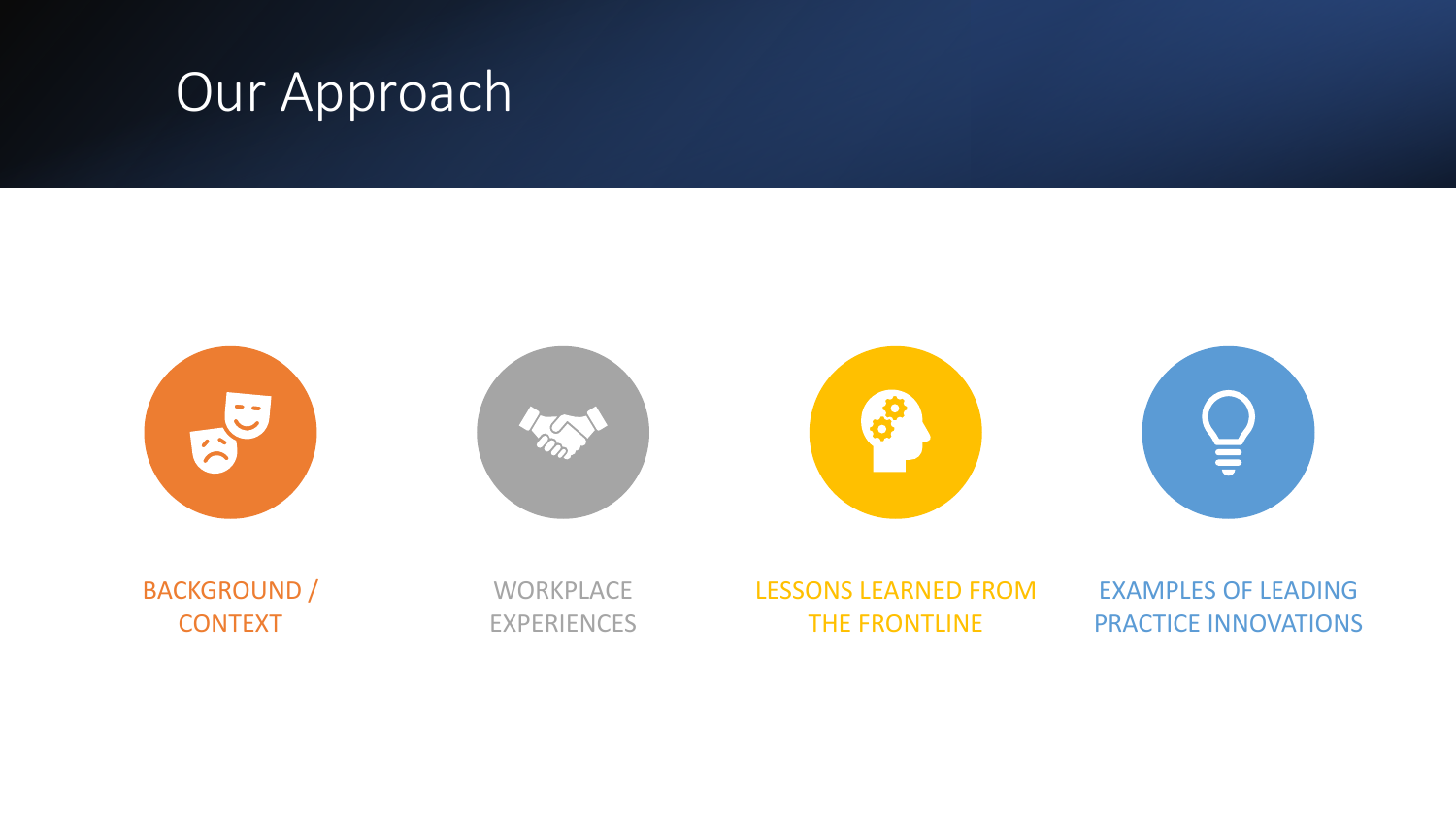# Our Approach

- BACKGROUND / CONTEXT
- WORKPLACE EXPERIENCES
- LESSONS LEARNED FROM THE FRONTLINE
- EXAMPLES OF LEADING PRACTICE INNOVATIONS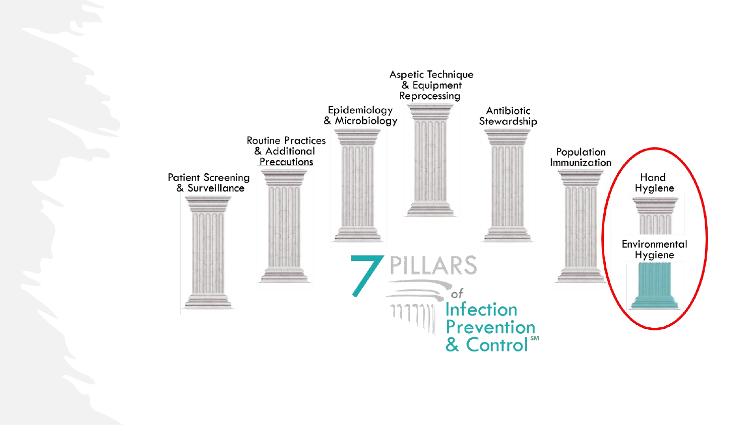# 7 PILLARS of Infection Prevention & Control℠

- Patient Screening & Surveillance
- Routine Practices & Additional Precautions
- Epidemiology & Microbiology
- Aspetic Technique & Equipment Reprocessing
- Antibiotic Stewardship
- Population Immunization
- Hand Hygiene
- Environmental Hygiene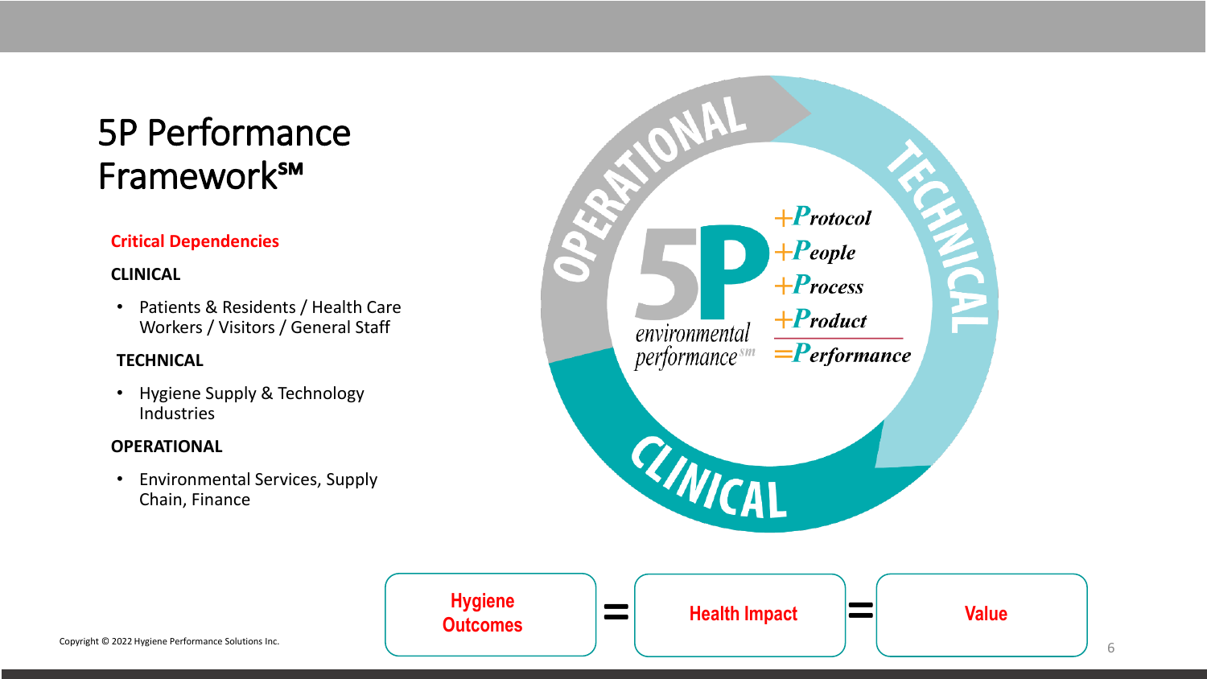# 5P Performance Framework℠

**Critical Dependencies**

**CLINICAL**

- Patients & Residents / Health Care Workers / Visitors / General Staff

**TECHNICAL**

- Hygiene Supply & Technology Industries

**OPERATIONAL**

- Environmental Services, Supply Chain, Finance

OPERATIONAL

TECHNICAL

CLINICAL

5P environmental performance℠

+Protocol
+People
+Process
+Product
=Performance

**Hygiene Outcomes** = **Health Impact** = **Value**

Copyright © 2022 Hygiene Performance Solutions Inc.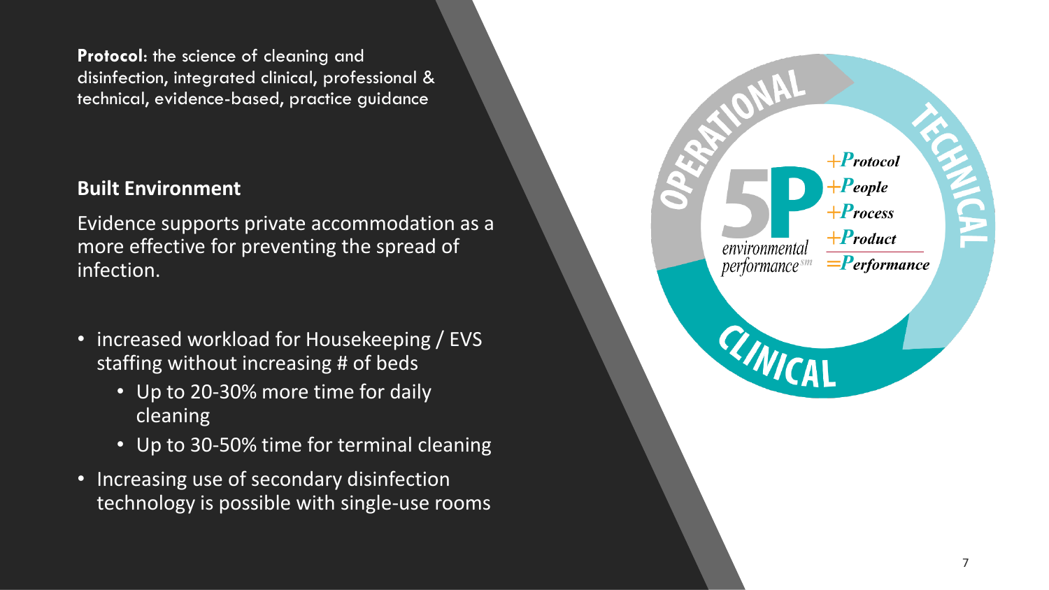**Protocol**: the science of cleaning and disinfection, integrated clinical, professional & technical, evidence-based, practice guidance

## Built Environment

Evidence supports private accommodation as a more effective for preventing the spread of infection.

- increased workload for Housekeeping / EVS staffing without increasing # of beds
  - Up to 20-30% more time for daily cleaning
  - Up to 30-50% time for terminal cleaning
- Increasing use of secondary disinfection technology is possible with single-use rooms

OPERATIONAL

TECHNICAL

CLINICAL

5P environmental performance[sm]

+*Protocol*
+*People*
+*Process*
+*Product*
=*Performance*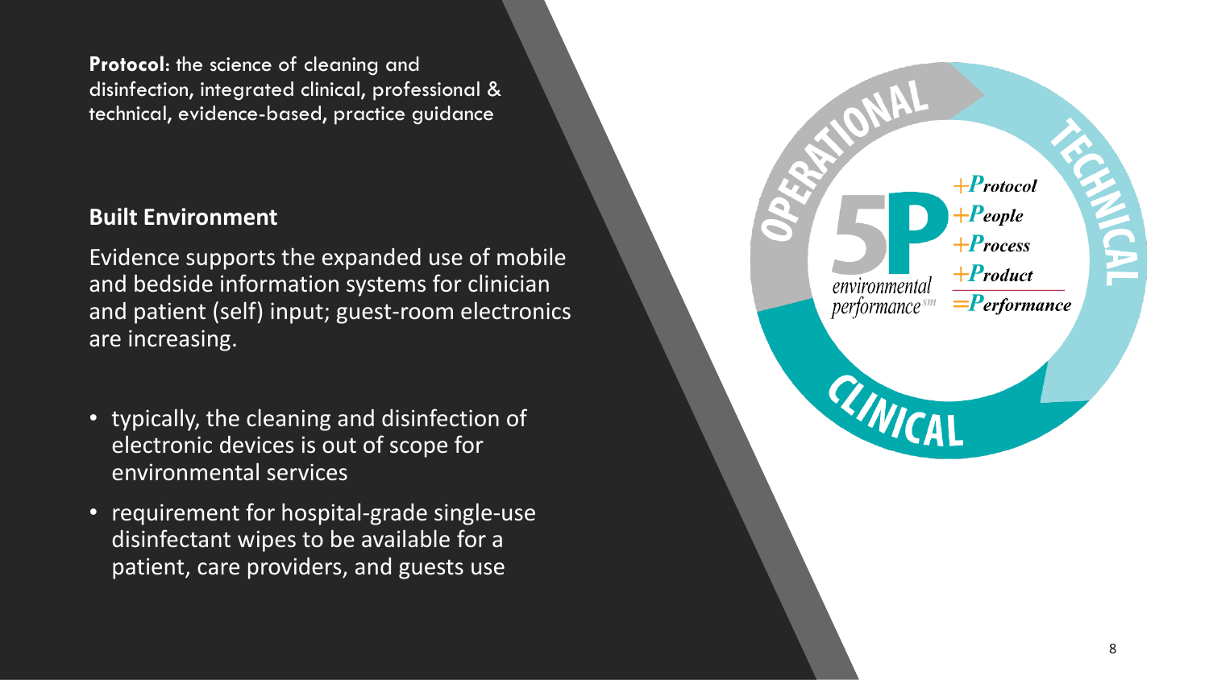**Protocol**: the science of cleaning and disinfection, integrated clinical, professional & technical, evidence-based, practice guidance

## Built Environment

Evidence supports the expanded use of mobile and bedside information systems for clinician and patient (self) input; guest-room electronics are increasing.

- typically, the cleaning and disinfection of electronic devices is out of scope for environmental services
- requirement for hospital-grade single-use disinfectant wipes to be available for a patient, care providers, and guests use

OPERATIONAL

TECHNICAL

CLINICAL

5P environmental performance[sm]

+*Protocol*
+*People*
+*Process*
+*Product*
=*Performance*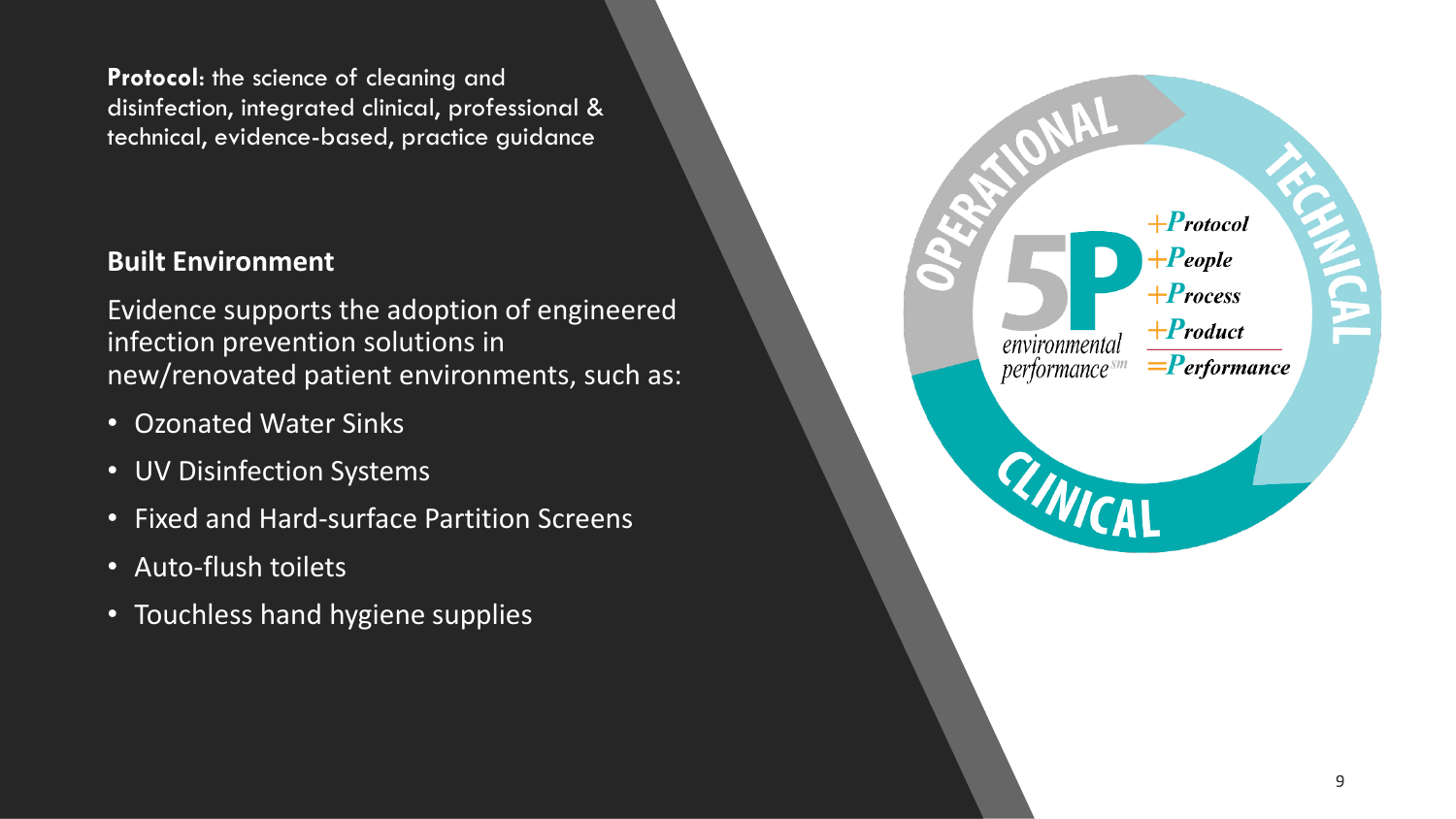**Protocol**: the science of cleaning and disinfection, integrated clinical, professional & technical, evidence-based, practice guidance

## Built Environment

Evidence supports the adoption of engineered infection prevention solutions in new/renovated patient environments, such as:

- Ozonated Water Sinks
- UV Disinfection Systems
- Fixed and Hard-surface Partition Screens
- Auto-flush toilets
- Touchless hand hygiene supplies

OPERATIONAL
TECHNICAL
CLINICAL

5P environmental performance℠

+*Protocol*
+*People*
+*Process*
+*Product*
=*Performance*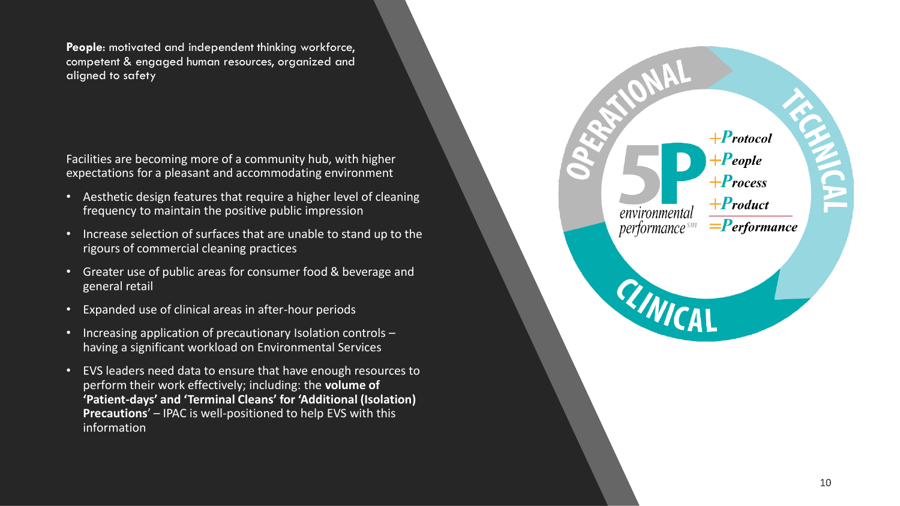**People**: motivated and independent thinking workforce, competent & engaged human resources, organized and aligned to safety

Facilities are becoming more of a community hub, with higher expectations for a pleasant and accommodating environment

- Aesthetic design features that require a higher level of cleaning frequency to maintain the positive public impression
- Increase selection of surfaces that are unable to stand up to the rigours of commercial cleaning practices
- Greater use of public areas for consumer food & beverage and general retail
- Expanded use of clinical areas in after-hour periods
- Increasing application of precautionary Isolation controls – having a significant workload on Environmental Services
- EVS leaders need data to ensure that have enough resources to perform their work effectively; including: the **volume of 'Patient-days' and 'Terminal Cleans' for 'Additional (Isolation) Precautions**' – IPAC is well-positioned to help EVS with this information

OPERATIONAL

TECHNICAL

CLINICAL

5P environmental performance[sm]

+*Protocol*
+*People*
+*Process*
+*Product*
=*Performance*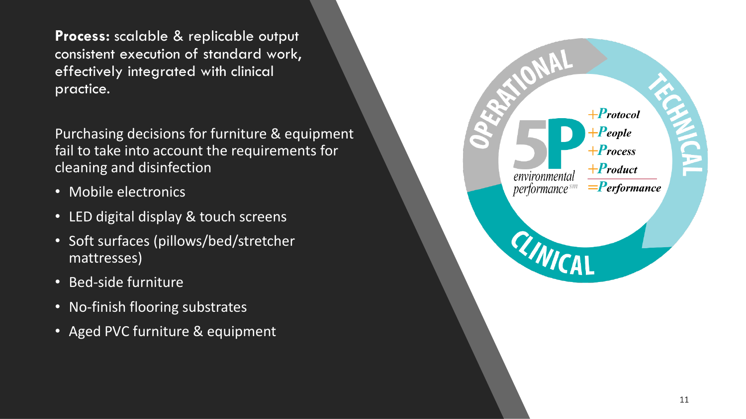**Process:** scalable & replicable output consistent execution of standard work, effectively integrated with clinical practice.

Purchasing decisions for furniture & equipment fail to take into account the requirements for cleaning and disinfection

- Mobile electronics
- LED digital display & touch screens
- Soft surfaces (pillows/bed/stretcher mattresses)
- Bed-side furniture
- No-finish flooring substrates
- Aged PVC furniture & equipment

OPERATIONAL

TECHNICAL

CLINICAL

5P environmental performance℠

+*Protocol*
+*People*
+*Process*
+*Product*
=*Performance*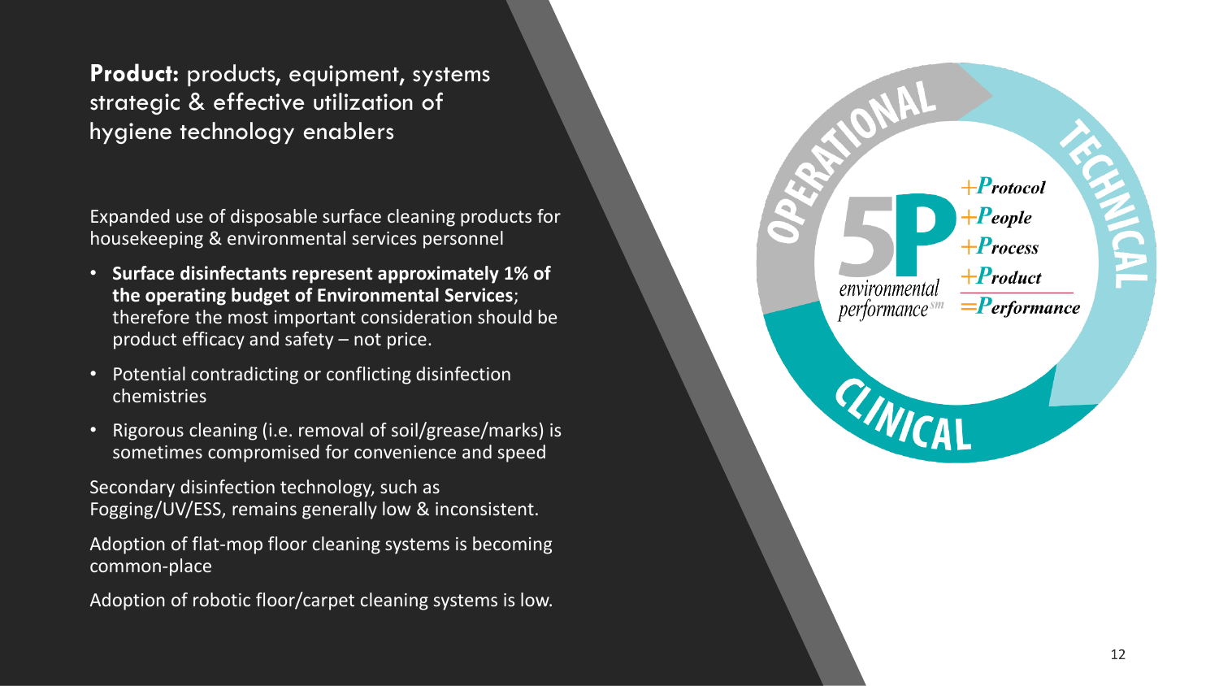**Product:** products, equipment, systems strategic & effective utilization of hygiene technology enablers

Expanded use of disposable surface cleaning products for housekeeping & environmental services personnel

- **Surface disinfectants represent approximately 1% of the operating budget of Environmental Services**; therefore the most important consideration should be product efficacy and safety – not price.
- Potential contradicting or conflicting disinfection chemistries
- Rigorous cleaning (i.e. removal of soil/grease/marks) is sometimes compromised for convenience and speed

Secondary disinfection technology, such as Fogging/UV/ESS, remains generally low & inconsistent.

Adoption of flat-mop floor cleaning systems is becoming common-place

Adoption of robotic floor/carpet cleaning systems is low.

OPERATIONAL

TECHNICAL

CLINICAL

5P environmental performance[sm]

+Protocol
+People
+Process
+Product
=Performance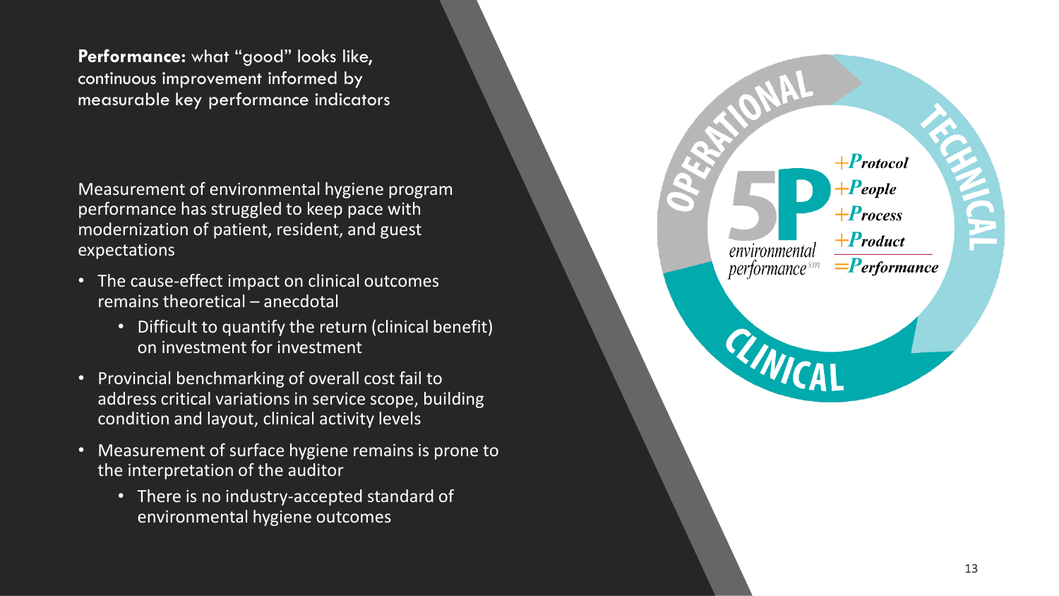**Performance:** what "good" looks like, continuous improvement informed by measurable key performance indicators

Measurement of environmental hygiene program performance has struggled to keep pace with modernization of patient, resident, and guest expectations

- The cause-effect impact on clinical outcomes remains theoretical – anecdotal
  - Difficult to quantify the return (clinical benefit) on investment for investment
- Provincial benchmarking of overall cost fail to address critical variations in service scope, building condition and layout, clinical activity levels
- Measurement of surface hygiene remains is prone to the interpretation of the auditor
  - There is no industry-accepted standard of environmental hygiene outcomes

OPERATIONAL · TECHNICAL · CLINICAL

5P environmental performance℠

+Protocol
+People
+Process
+Product
=Performance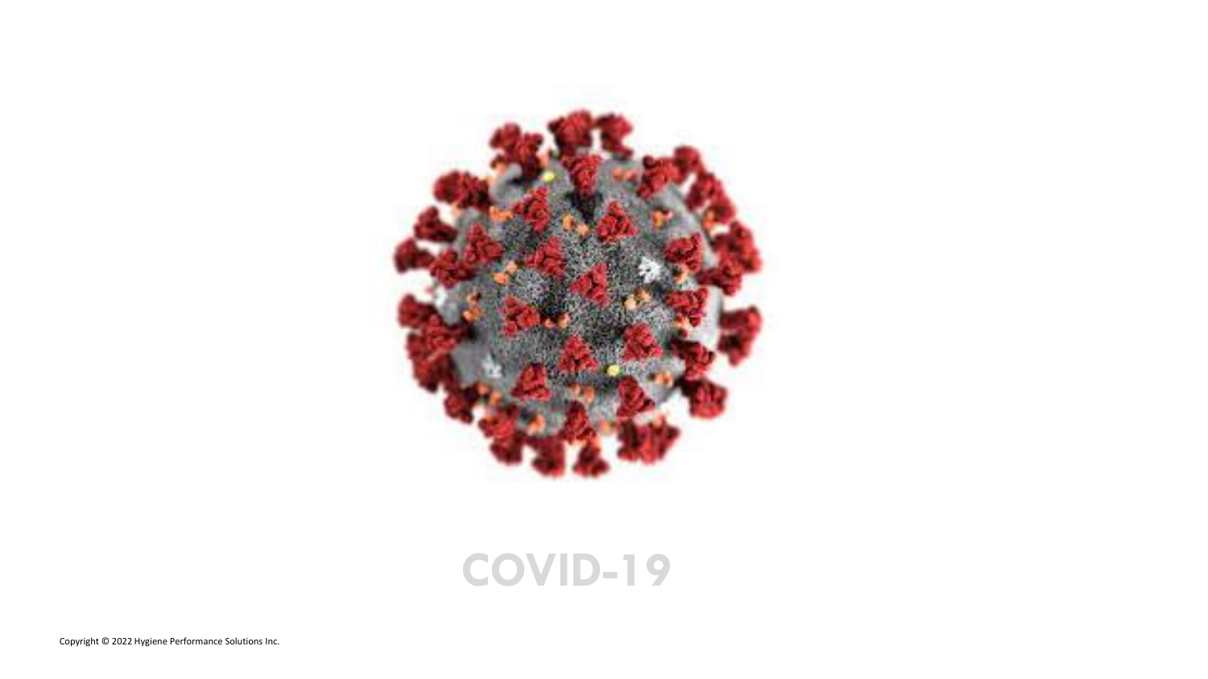# COVID-19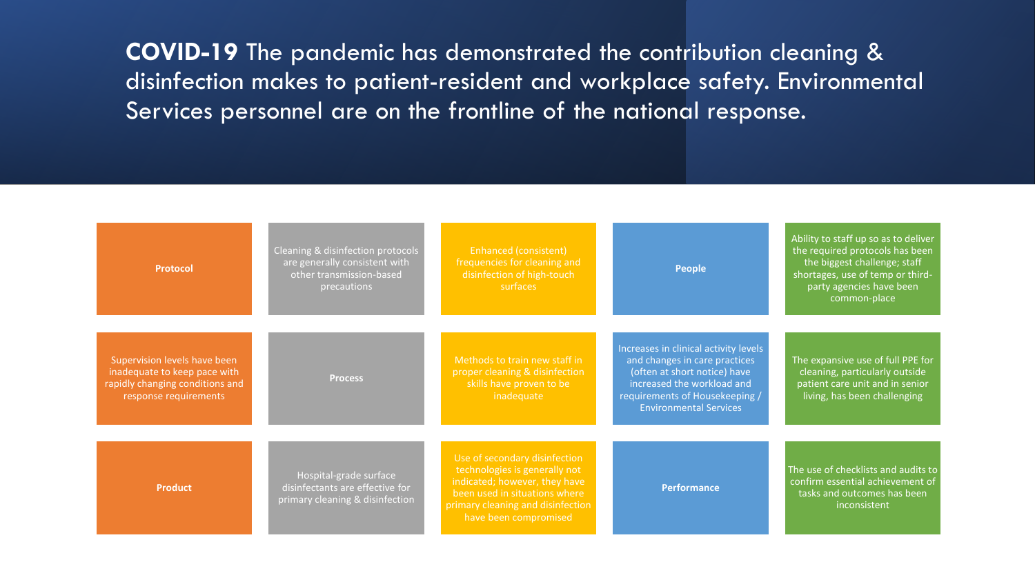**COVID-19** The pandemic has demonstrated the contribution cleaning & disinfection makes to patient-resident and workplace safety. Environmental Services personnel are on the frontline of the national response.

| | | | | |
|---|---|---|---|---|
| **Protocol** | Cleaning & disinfection protocols are generally consistent with other transmission-based precautions | Enhanced (consistent) frequencies for cleaning and disinfection of high-touch surfaces | **People** | Ability to staff up so as to deliver the required protocols has been the biggest challenge; staff shortages, use of temp or third-party agencies have been common-place |
| Supervision levels have been inadequate to keep pace with rapidly changing conditions and response requirements | **Process** | Methods to train new staff in proper cleaning & disinfection skills have proven to be inadequate | Increases in clinical activity levels and changes in care practices (often at short notice) have increased the workload and requirements of Housekeeping / Environmental Services | The expansive use of full PPE for cleaning, particularly outside patient care unit and in senior living, has been challenging |
| **Product** | Hospital-grade surface disinfectants are effective for primary cleaning & disinfection | Use of secondary disinfection technologies is generally not indicated; however, they have been used in situations where primary cleaning and disinfection have been compromised | **Performance** | The use of checklists and audits to confirm essential achievement of tasks and outcomes has been inconsistent |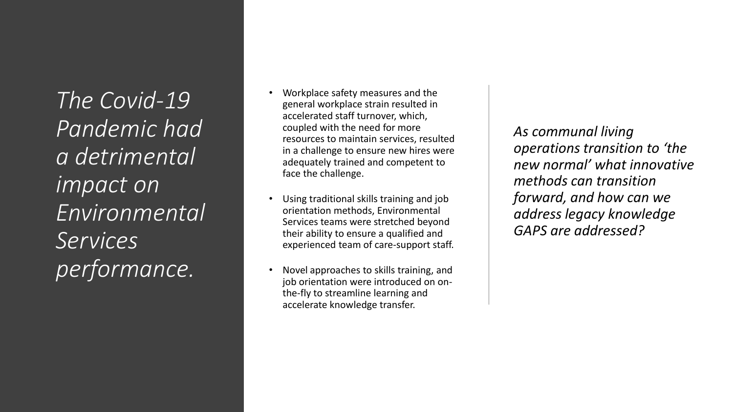# *The Covid-19 Pandemic had a detrimental impact on Environmental Services performance.*

- Workplace safety measures and the general workplace strain resulted in accelerated staff turnover, which, coupled with the need for more resources to maintain services, resulted in a challenge to ensure new hires were adequately trained and competent to face the challenge.
- Using traditional skills training and job orientation methods, Environmental Services teams were stretched beyond their ability to ensure a qualified and experienced team of care-support staff.
- Novel approaches to skills training, and job orientation were introduced on on-the-fly to streamline learning and accelerate knowledge transfer.

*As communal living operations transition to 'the new normal' what innovative methods can transition forward, and how can we address legacy knowledge GAPS are addressed?*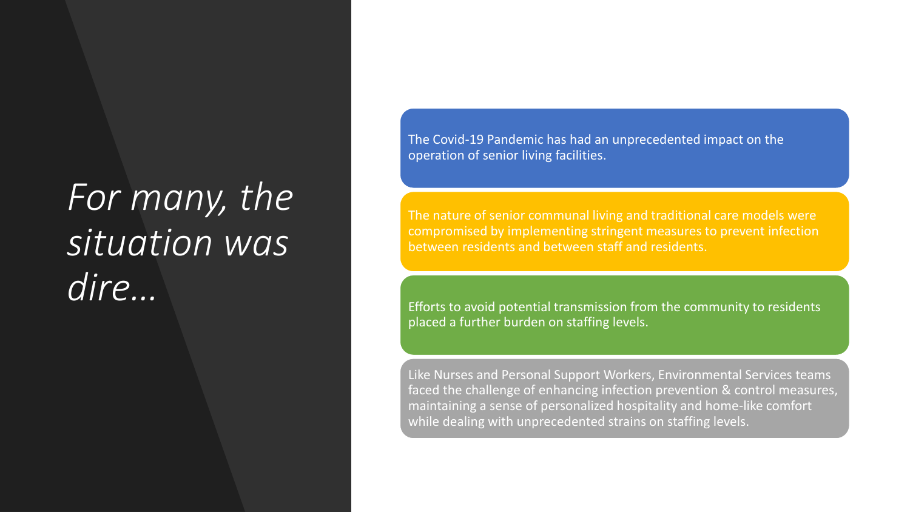# *For many, the situation was dire...*

The Covid-19 Pandemic has had an unprecedented impact on the operation of senior living facilities.

The nature of senior communal living and traditional care models were compromised by implementing stringent measures to prevent infection between residents and between staff and residents.

Efforts to avoid potential transmission from the community to residents placed a further burden on staffing levels.

Like Nurses and Personal Support Workers, Environmental Services teams faced the challenge of enhancing infection prevention & control measures, maintaining a sense of personalized hospitality and home-like comfort while dealing with unprecedented strains on staffing levels.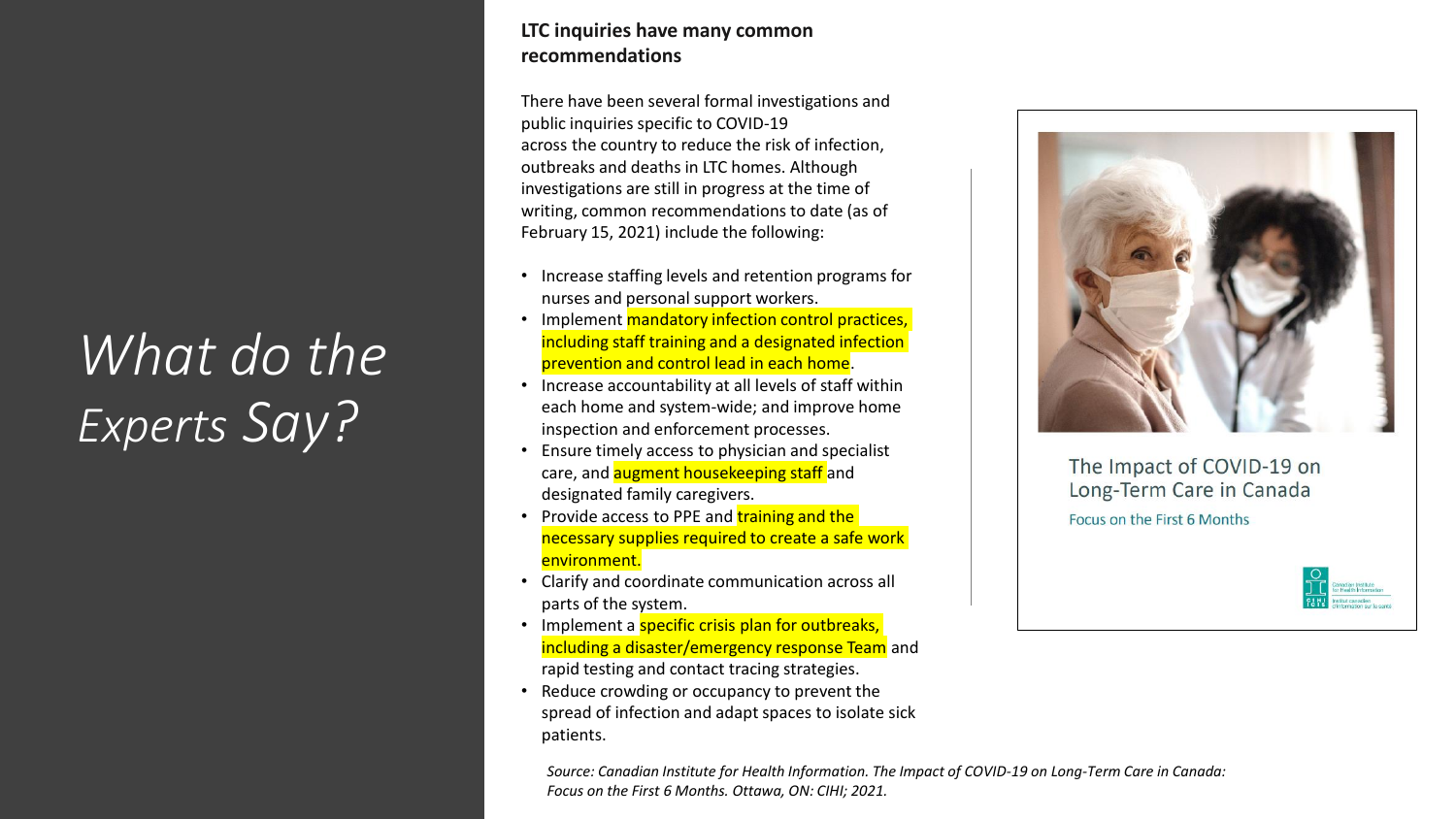# *What do the Experts Say?*

**LTC inquiries have many common recommendations**

There have been several formal investigations and public inquiries specific to COVID-19 across the country to reduce the risk of infection, outbreaks and deaths in LTC homes. Although investigations are still in progress at the time of writing, common recommendations to date (as of February 15, 2021) include the following:

- Increase staffing levels and retention programs for nurses and personal support workers.
- Implement mandatory infection control practices, including staff training and a designated infection prevention and control lead in each home.
- Increase accountability at all levels of staff within each home and system-wide; and improve home inspection and enforcement processes.
- Ensure timely access to physician and specialist care, and augment housekeeping staff and designated family caregivers.
- Provide access to PPE and training and the necessary supplies required to create a safe work environment.
- Clarify and coordinate communication across all parts of the system.
- Implement a specific crisis plan for outbreaks, including a disaster/emergency response Team and rapid testing and contact tracing strategies.
- Reduce crowding or occupancy to prevent the spread of infection and adapt spaces to isolate sick patients.

The Impact of COVID-19 on Long-Term Care in Canada

Focus on the First 6 Months

*Source: Canadian Institute for Health Information. The Impact of COVID-19 on Long-Term Care in Canada: Focus on the First 6 Months. Ottawa, ON: CIHI; 2021.*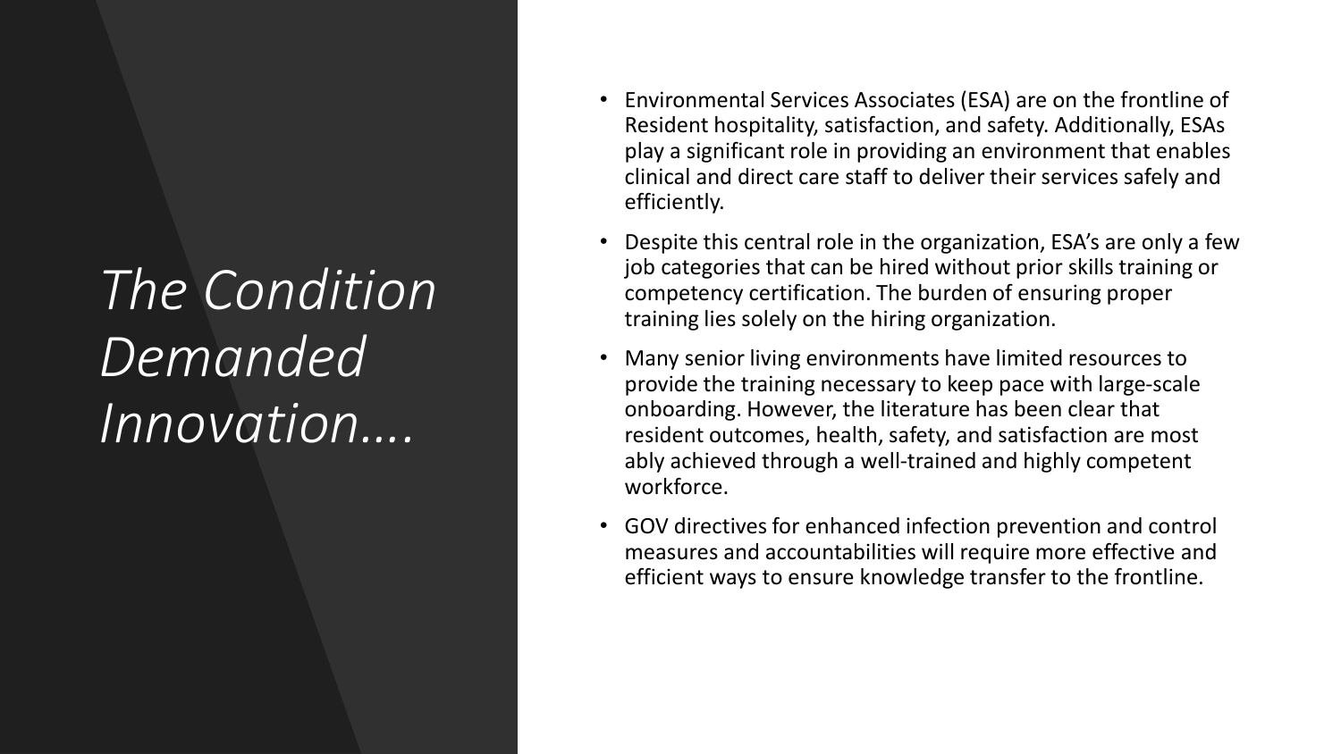# *The Condition Demanded Innovation....*

- Environmental Services Associates (ESA) are on the frontline of Resident hospitality, satisfaction, and safety. Additionally, ESAs play a significant role in providing an environment that enables clinical and direct care staff to deliver their services safely and efficiently.
- Despite this central role in the organization, ESA's are only a few job categories that can be hired without prior skills training or competency certification. The burden of ensuring proper training lies solely on the hiring organization.
- Many senior living environments have limited resources to provide the training necessary to keep pace with large-scale onboarding. However, the literature has been clear that resident outcomes, health, safety, and satisfaction are most ably achieved through a well-trained and highly competent workforce.
- GOV directives for enhanced infection prevention and control measures and accountabilities will require more effective and efficient ways to ensure knowledge transfer to the frontline.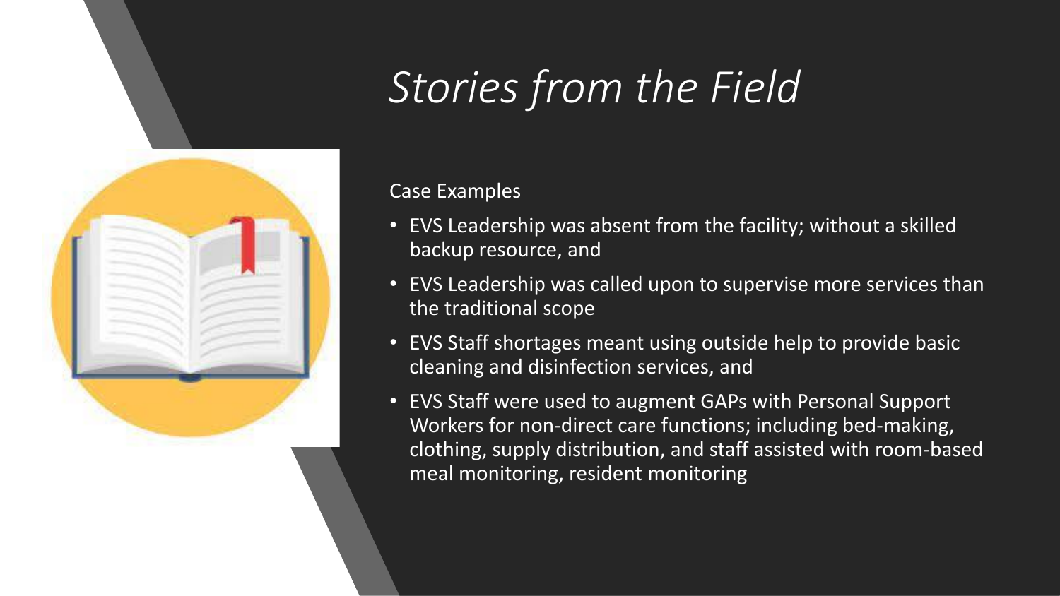# *Stories from the Field*

Case Examples

- EVS Leadership was absent from the facility; without a skilled backup resource, and
- EVS Leadership was called upon to supervise more services than the traditional scope
- EVS Staff shortages meant using outside help to provide basic cleaning and disinfection services, and
- EVS Staff were used to augment GAPs with Personal Support Workers for non-direct care functions; including bed-making, clothing, supply distribution, and staff assisted with room-based meal monitoring, resident monitoring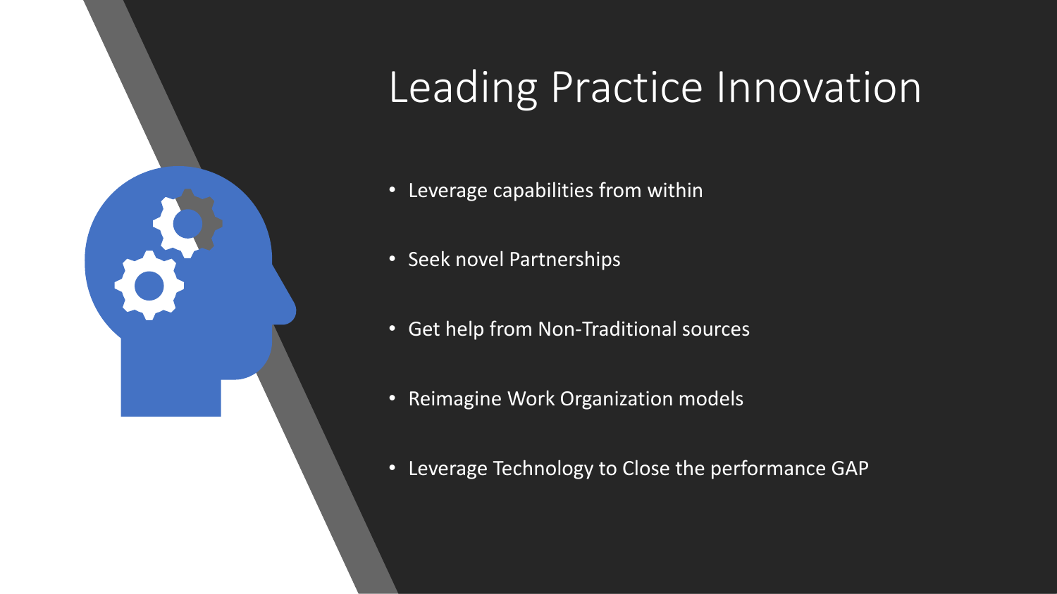# Leading Practice Innovation

- Leverage capabilities from within
- Seek novel Partnerships
- Get help from Non-Traditional sources
- Reimagine Work Organization models
- Leverage Technology to Close the performance GAP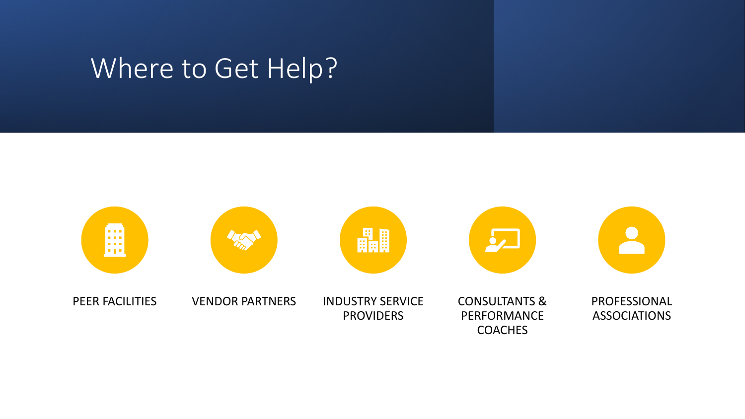# Where to Get Help?

- PEER FACILITIES
- VENDOR PARTNERS
- INDUSTRY SERVICE PROVIDERS
- CONSULTANTS & PERFORMANCE COACHES
- PROFESSIONAL ASSOCIATIONS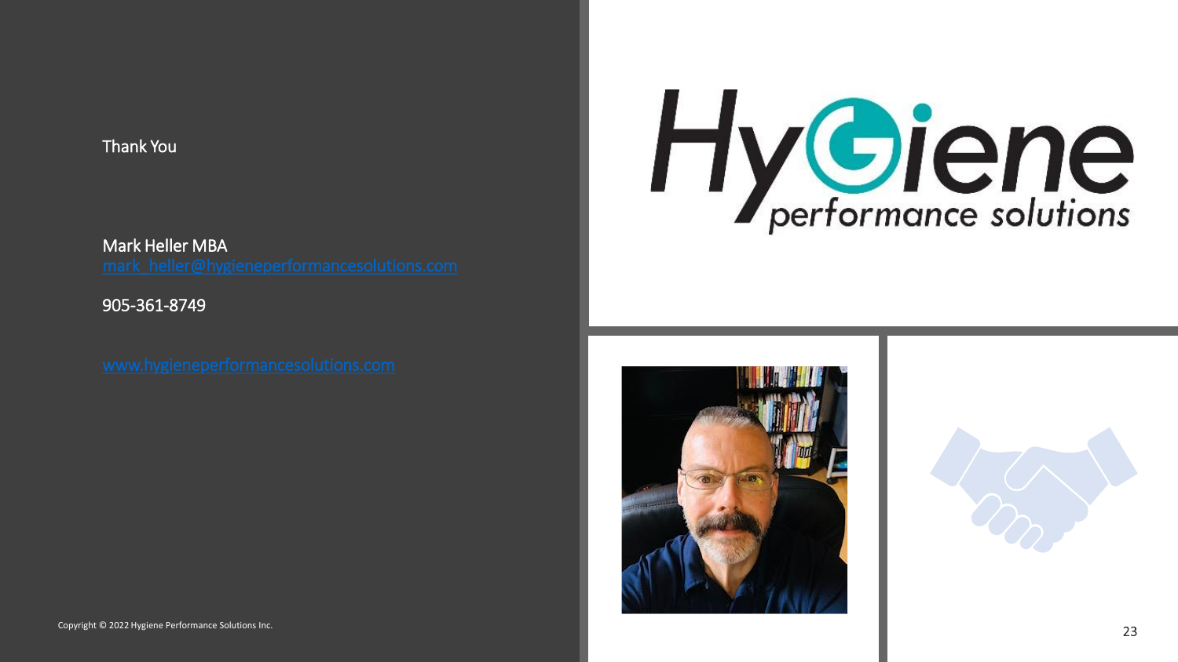Thank You

Mark Heller MBA

mark_heller@hygieneperformancesolutions.com

905-361-8749

www.hygieneperformancesolutions.com

HyGiene performance solutions

Copyright © 2022 Hygiene Performance Solutions Inc.